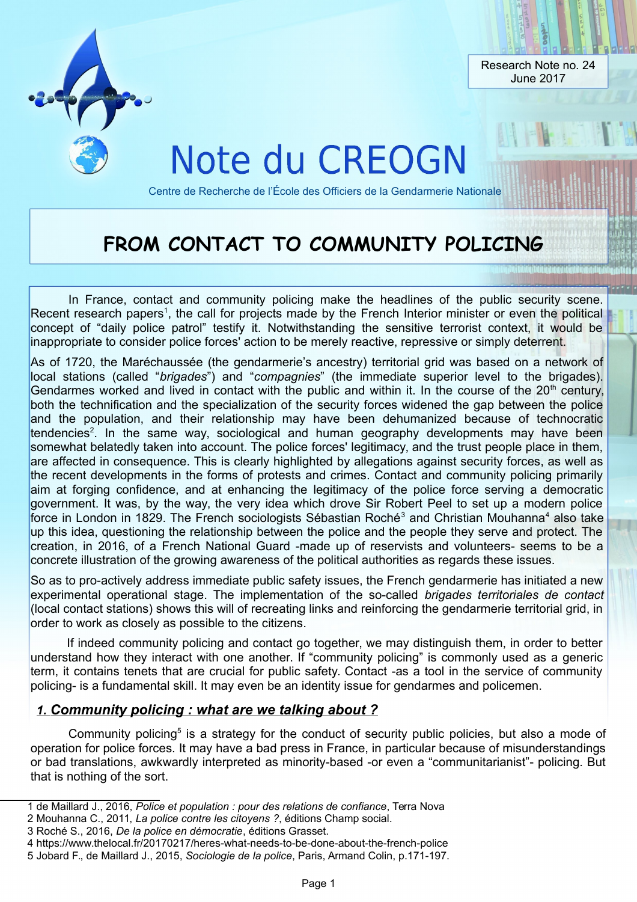Research Note no. 24
June 2017

# Note du CREOGN

Centre de Recherche de l'École des Officiers de la Gendarmerie Nationale

## FROM CONTACT TO COMMUNITY POLICING

In France, contact and community policing make the headlines of the public security scene. Recent research papers[1], the call for projects made by the French Interior minister or even the political concept of "daily police patrol" testify it. Notwithstanding the sensitive terrorist context, it would be inappropriate to consider police forces' action to be merely reactive, repressive or simply deterrent.

As of 1720, the Maréchaussée (the gendarmerie's ancestry) territorial grid was based on a network of local stations (called "*brigades*") and "*compagnies*" (the immediate superior level to the brigades). Gendarmes worked and lived in contact with the public and within it. In the course of the 20[th] century, both the technification and the specialization of the security forces widened the gap between the police and the population, and their relationship may have been dehumanized because of technocratic tendencies[2]. In the same way, sociological and human geography developments may have been somewhat belatedly taken into account. The police forces' legitimacy, and the trust people place in them, are affected in consequence. This is clearly highlighted by allegations against security forces, as well as the recent developments in the forms of protests and crimes. Contact and community policing primarily aim at forging confidence, and at enhancing the legitimacy of the police force serving a democratic government. It was, by the way, the very idea which drove Sir Robert Peel to set up a modern police force in London in 1829. The French sociologists Sébastian Roché[3] and Christian Mouhanna[4] also take up this idea, questioning the relationship between the police and the people they serve and protect. The creation, in 2016, of a French National Guard -made up of reservists and volunteers- seems to be a concrete illustration of the growing awareness of the political authorities as regards these issues.

So as to pro-actively address immediate public safety issues, the French gendarmerie has initiated a new experimental operational stage. The implementation of the so-called *brigades territoriales de contact* (local contact stations) shows this will of recreating links and reinforcing the gendarmerie territorial grid, in order to work as closely as possible to the citizens.

If indeed community policing and contact go together, we may distinguish them, in order to better understand how they interact with one another. If "community policing" is commonly used as a generic term, it contains tenets that are crucial for public safety. Contact -as a tool in the service of community policing- is a fundamental skill. It may even be an identity issue for gendarmes and policemen.

### *1. Community policing : what are we talking about ?*

Community policing[5] is a strategy for the conduct of security public policies, but also a mode of operation for police forces. It may have a bad press in France, in particular because of misunderstandings or bad translations, awkwardly interpreted as minority-based -or even a "communitarianist"- policing. But that is nothing of the sort.

---

1 de Maillard J., 2016, *Police et population : pour des relations de confiance*, Terra Nova
2 Mouhanna C., 2011, *La police contre les citoyens ?*, éditions Champ social.
3 Roché S., 2016, *De la police en démocratie*, éditions Grasset.
4 https://www.thelocal.fr/20170217/heres-what-needs-to-be-done-about-the-french-police
5 Jobard F., de Maillard J., 2015, *Sociologie de la police*, Paris, Armand Colin, p.171-197.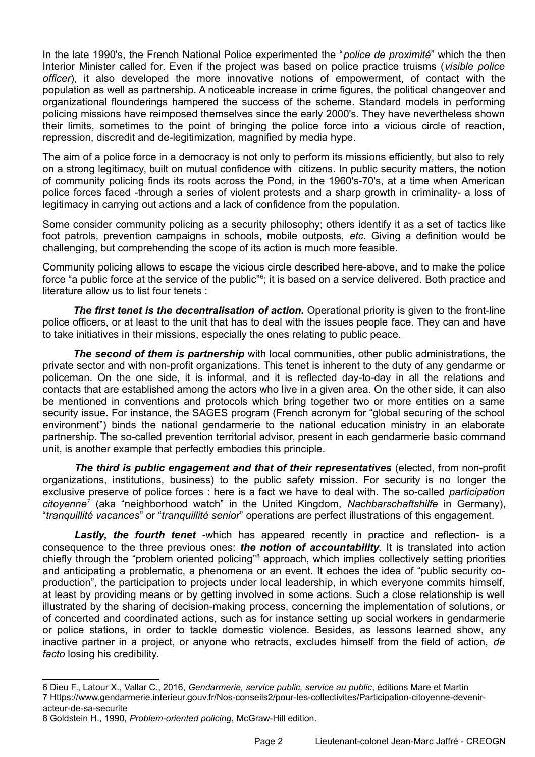In the late 1990's, the French National Police experimented the "*police de proximité*" which the then Interior Minister called for. Even if the project was based on police practice truisms (*visible police officer*), it also developed the more innovative notions of empowerment, of contact with the population as well as partnership. A noticeable increase in crime figures, the political changeover and organizational flounderings hampered the success of the scheme. Standard models in performing policing missions have reimposed themselves since the early 2000's. They have nevertheless shown their limits, sometimes to the point of bringing the police force into a vicious circle of reaction, repression, discredit and de-legitimization, magnified by media hype.

The aim of a police force in a democracy is not only to perform its missions efficiently, but also to rely on a strong legitimacy, built on mutual confidence with citizens. In public security matters, the notion of community policing finds its roots across the Pond, in the 1960's-70's, at a time when American police forces faced -through a series of violent protests and a sharp growth in criminality- a loss of legitimacy in carrying out actions and a lack of confidence from the population.

Some consider community policing as a security philosophy; others identify it as a set of tactics like foot patrols, prevention campaigns in schools, mobile outposts, *etc*. Giving a definition would be challenging, but comprehending the scope of its action is much more feasible.

Community policing allows to escape the vicious circle described here-above, and to make the police force "a public force at the service of the public"[6]; it is based on a service delivered. Both practice and literature allow us to list four tenets :

***The first tenet is the decentralisation of action.*** Operational priority is given to the front-line police officers, or at least to the unit that has to deal with the issues people face. They can and have to take initiatives in their missions, especially the ones relating to public peace.

***The second of them is partnership*** with local communities, other public administrations, the private sector and with non-profit organizations. This tenet is inherent to the duty of any gendarme or policeman. On the one side, it is informal, and it is reflected day-to-day in all the relations and contacts that are established among the actors who live in a given area. On the other side, it can also be mentioned in conventions and protocols which bring together two or more entities on a same security issue. For instance, the SAGES program (French acronym for "global securing of the school environment") binds the national gendarmerie to the national education ministry in an elaborate partnership. The so-called prevention territorial advisor, present in each gendarmerie basic command unit, is another example that perfectly embodies this principle.

***The third is public engagement and that of their representatives*** (elected, from non-profit organizations, institutions, business) to the public safety mission. For security is no longer the exclusive preserve of police forces : here is a fact we have to deal with. The so-called *participation citoyenne*[7] (aka "neighborhood watch" in the United Kingdom, *Nachbarschaftshilfe* in Germany), "*tranquillité vacances*" or "*tranquillité senior*" operations are perfect illustrations of this engagement.

***Lastly, the fourth tenet*** -which has appeared recently in practice and reflection- is a consequence to the three previous ones: ***the notion of accountability***. It is translated into action chiefly through the "problem oriented policing"[8] approach, which implies collectively setting priorities and anticipating a problematic, a phenomena or an event. It echoes the idea of "public security co-production", the participation to projects under local leadership, in which everyone commits himself, at least by providing means or by getting involved in some actions. Such a close relationship is well illustrated by the sharing of decision-making process, concerning the implementation of solutions, or of concerted and coordinated actions, such as for instance setting up social workers in gendarmerie or police stations, in order to tackle domestic violence. Besides, as lessons learned show, any inactive partner in a project, or anyone who retracts, excludes himself from the field of action, *de facto* losing his credibility.

---

6 Dieu F., Latour X., Vallar C., 2016, *Gendarmerie, service public, service au public*, éditions Mare et Martin

7 Https://www.gendarmerie.interieur.gouv.fr/Nos-conseils2/pour-les-collectivites/Participation-citoyenne-devenir-acteur-de-sa-securite

8 Goldstein H., 1990, *Problem-oriented policing*, McGraw-Hill edition.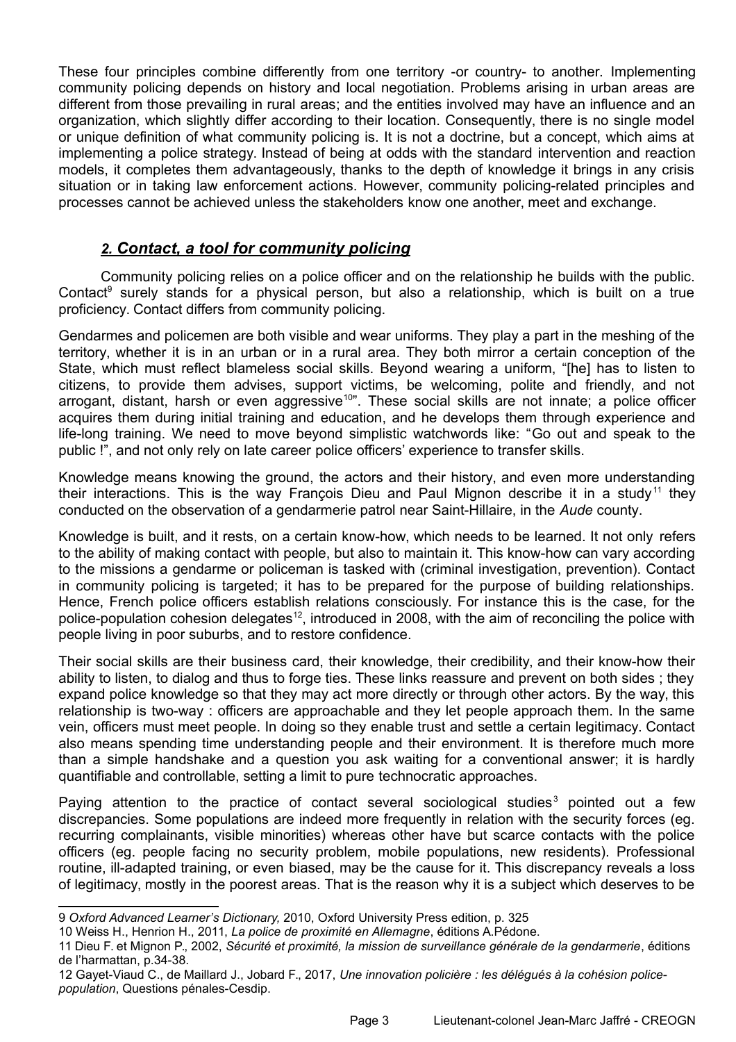These four principles combine differently from one territory -or country- to another. Implementing community policing depends on history and local negotiation. Problems arising in urban areas are different from those prevailing in rural areas; and the entities involved may have an influence and an organization, which slightly differ according to their location. Consequently, there is no single model or unique definition of what community policing is. It is not a doctrine, but a concept, which aims at implementing a police strategy. Instead of being at odds with the standard intervention and reaction models, it completes them advantageously, thanks to the depth of knowledge it brings in any crisis situation or in taking law enforcement actions. However, community policing-related principles and processes cannot be achieved unless the stakeholders know one another, meet and exchange.

## ***2. Contact, a tool for community policing***

Community policing relies on a police officer and on the relationship he builds with the public. Contact[9] surely stands for a physical person, but also a relationship, which is built on a true proficiency. Contact differs from community policing.

Gendarmes and policemen are both visible and wear uniforms. They play a part in the meshing of the territory, whether it is in an urban or in a rural area. They both mirror a certain conception of the State, which must reflect blameless social skills. Beyond wearing a uniform, "[he] has to listen to citizens, to provide them advises, support victims, be welcoming, polite and friendly, and not arrogant, distant, harsh or even aggressive[10]". These social skills are not innate; a police officer acquires them during initial training and education, and he develops them through experience and life-long training. We need to move beyond simplistic watchwords like: "Go out and speak to the public !", and not only rely on late career police officers' experience to transfer skills.

Knowledge means knowing the ground, the actors and their history, and even more understanding their interactions. This is the way François Dieu and Paul Mignon describe it in a study[11] they conducted on the observation of a gendarmerie patrol near Saint-Hillaire, in the *Aude* county.

Knowledge is built, and it rests, on a certain know-how, which needs to be learned. It not only refers to the ability of making contact with people, but also to maintain it. This know-how can vary according to the missions a gendarme or policeman is tasked with (criminal investigation, prevention). Contact in community policing is targeted; it has to be prepared for the purpose of building relationships. Hence, French police officers establish relations consciously. For instance this is the case, for the police-population cohesion delegates[12], introduced in 2008, with the aim of reconciling the police with people living in poor suburbs, and to restore confidence.

Their social skills are their business card, their knowledge, their credibility, and their know-how their ability to listen, to dialog and thus to forge ties. These links reassure and prevent on both sides ; they expand police knowledge so that they may act more directly or through other actors. By the way, this relationship is two-way : officers are approachable and they let people approach them. In the same vein, officers must meet people. In doing so they enable trust and settle a certain legitimacy. Contact also means spending time understanding people and their environment. It is therefore much more than a simple handshake and a question you ask waiting for a conventional answer; it is hardly quantifiable and controllable, setting a limit to pure technocratic approaches.

Paying attention to the practice of contact several sociological studies[3] pointed out a few discrepancies. Some populations are indeed more frequently in relation with the security forces (eg. recurring complainants, visible minorities) whereas other have but scarce contacts with the police officers (eg. people facing no security problem, mobile populations, new residents). Professional routine, ill-adapted training, or even biased, may be the cause for it. This discrepancy reveals a loss of legitimacy, mostly in the poorest areas. That is the reason why it is a subject which deserves to be

---

9 *Oxford Advanced Learner's Dictionary,* 2010, Oxford University Press edition, p. 325

10 Weiss H., Henrion H., 2011, *La police de proximité en Allemagne*, éditions A.Pédone.

11 Dieu F. et Mignon P., 2002, *Sécurité et proximité, la mission de surveillance générale de la gendarmerie*, éditions de l'harmattan, p.34-38.

12 Gayet-Viaud C., de Maillard J., Jobard F., 2017, *Une innovation policière : les délégués à la cohésion police-population*, Questions pénales-Cesdip.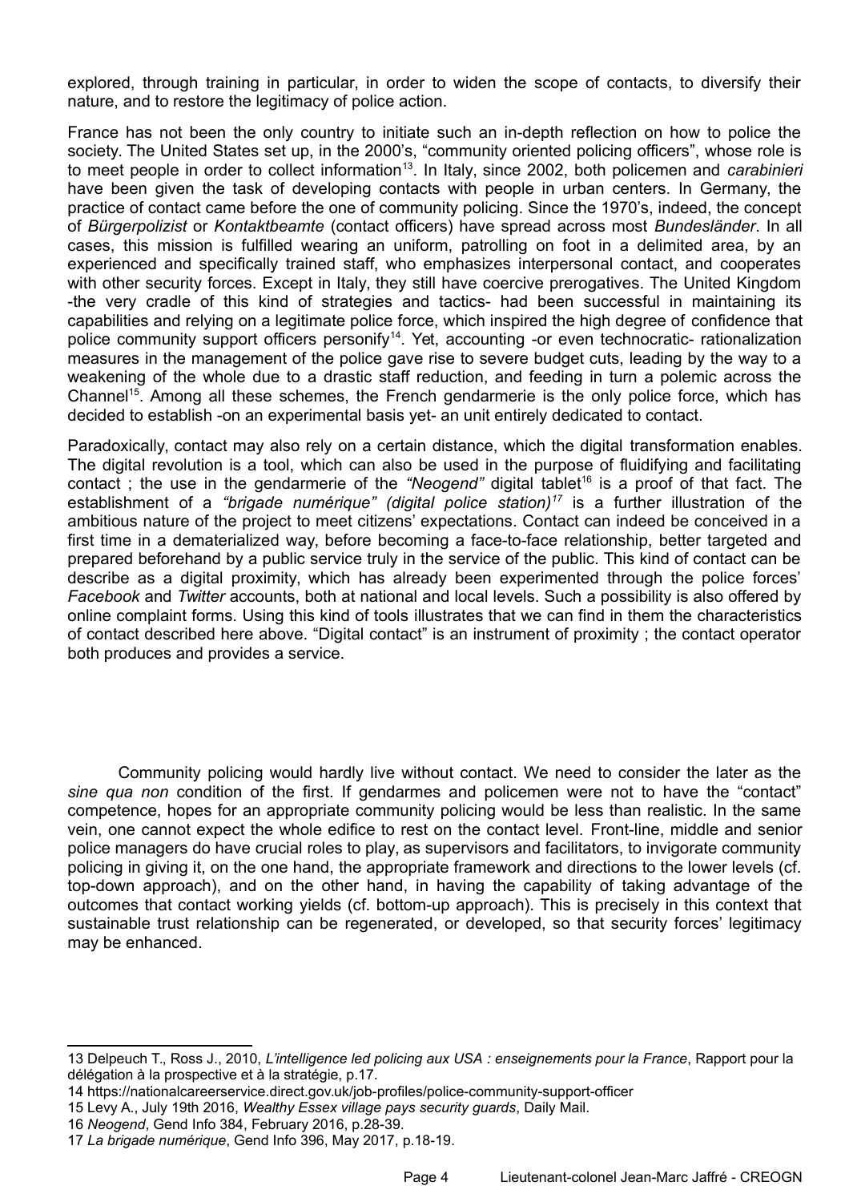explored, through training in particular, in order to widen the scope of contacts, to diversify their nature, and to restore the legitimacy of police action.

France has not been the only country to initiate such an in-depth reflection on how to police the society. The United States set up, in the 2000's, "community oriented policing officers", whose role is to meet people in order to collect information[13]. In Italy, since 2002, both policemen and *carabinieri* have been given the task of developing contacts with people in urban centers. In Germany, the practice of contact came before the one of community policing. Since the 1970's, indeed, the concept of *Bürgerpolizist* or *Kontaktbeamte* (contact officers) have spread across most *Bundesländer*. In all cases, this mission is fulfilled wearing an uniform, patrolling on foot in a delimited area, by an experienced and specifically trained staff, who emphasizes interpersonal contact, and cooperates with other security forces. Except in Italy, they still have coercive prerogatives. The United Kingdom -the very cradle of this kind of strategies and tactics- had been successful in maintaining its capabilities and relying on a legitimate police force, which inspired the high degree of confidence that police community support officers personify[14]. Yet, accounting -or even technocratic- rationalization measures in the management of the police gave rise to severe budget cuts, leading by the way to a weakening of the whole due to a drastic staff reduction, and feeding in turn a polemic across the Channel[15]. Among all these schemes, the French gendarmerie is the only police force, which has decided to establish -on an experimental basis yet- an unit entirely dedicated to contact.

Paradoxically, contact may also rely on a certain distance, which the digital transformation enables. The digital revolution is a tool, which can also be used in the purpose of fluidifying and facilitating contact ; the use in the gendarmerie of the *"Neogend"* digital tablet[16] is a proof of that fact. The establishment of a *"brigade numérique" (digital police station)*[17] is a further illustration of the ambitious nature of the project to meet citizens' expectations. Contact can indeed be conceived in a first time in a dematerialized way, before becoming a face-to-face relationship, better targeted and prepared beforehand by a public service truly in the service of the public. This kind of contact can be describe as a digital proximity, which has already been experimented through the police forces' *Facebook* and *Twitter* accounts, both at national and local levels. Such a possibility is also offered by online complaint forms. Using this kind of tools illustrates that we can find in them the characteristics of contact described here above. "Digital contact" is an instrument of proximity ; the contact operator both produces and provides a service.

Community policing would hardly live without contact. We need to consider the later as the *sine qua non* condition of the first. If gendarmes and policemen were not to have the "contact" competence, hopes for an appropriate community policing would be less than realistic. In the same vein, one cannot expect the whole edifice to rest on the contact level. Front-line, middle and senior police managers do have crucial roles to play, as supervisors and facilitators, to invigorate community policing in giving it, on the one hand, the appropriate framework and directions to the lower levels (cf. top-down approach), and on the other hand, in having the capability of taking advantage of the outcomes that contact working yields (cf. bottom-up approach). This is precisely in this context that sustainable trust relationship can be regenerated, or developed, so that security forces' legitimacy may be enhanced.

---

13 Delpeuch T., Ross J., 2010, *L'intelligence led policing aux USA : enseignements pour la France*, Rapport pour la délégation à la prospective et à la stratégie, p.17.

14 https://nationalcareerservice.direct.gov.uk/job-profiles/police-community-support-officer

15 Levy A., July 19th 2016, *Wealthy Essex village pays security guards*, Daily Mail.

16 *Neogend*, Gend Info 384, February 2016, p.28-39.

17 *La brigade numérique*, Gend Info 396, May 2017, p.18-19.